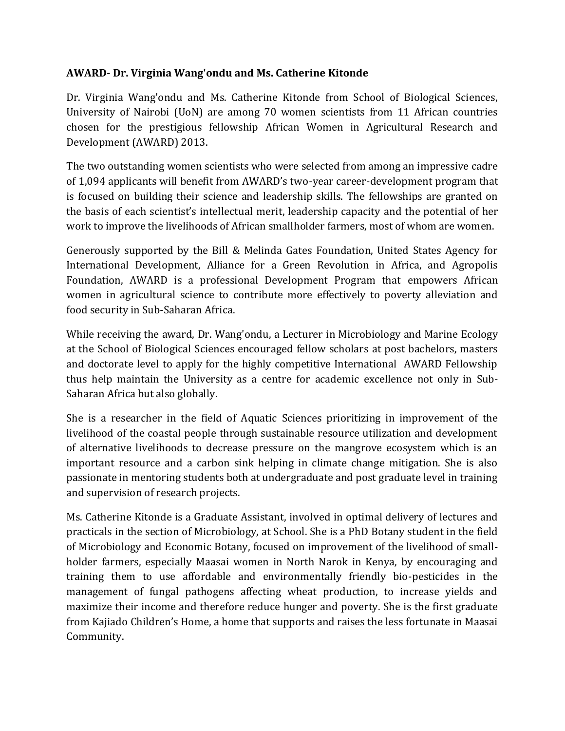**AWARD- Dr. Virginia Wang'ondu and Ms. Catherine Kitonde**

Dr. Virginia Wang'ondu and Ms. Catherine Kitonde from School of Biological Sciences, University of Nairobi (UoN) are among 70 women scientists from 11 African countries chosen for the prestigious fellowship African Women in Agricultural Research and Development (AWARD) 2013.

The two outstanding women scientists who were selected from among an impressive cadre of 1,094 applicants will benefit from AWARD's two-year career-development program that is focused on building their science and leadership skills. The fellowships are granted on the basis of each scientist's intellectual merit, leadership capacity and the potential of her work to improve the livelihoods of African smallholder farmers, most of whom are women.

Generously supported by the Bill & Melinda Gates Foundation, United States Agency for International Development, Alliance for a Green Revolution in Africa, and Agropolis Foundation, AWARD is a professional Development Program that empowers African women in agricultural science to contribute more effectively to poverty alleviation and food security in Sub-Saharan Africa.

While receiving the award, Dr. Wang'ondu, a Lecturer in Microbiology and Marine Ecology at the School of Biological Sciences encouraged fellow scholars at post bachelors, masters and doctorate level to apply for the highly competitive International AWARD Fellowship thus help maintain the University as a centre for academic excellence not only in Sub-Saharan Africa but also globally.

She is a researcher in the field of Aquatic Sciences prioritizing in improvement of the livelihood of the coastal people through sustainable resource utilization and development of alternative livelihoods to decrease pressure on the mangrove ecosystem which is an important resource and a carbon sink helping in climate change mitigation. She is also passionate in mentoring students both at undergraduate and post graduate level in training and supervision of research projects.

Ms. Catherine Kitonde is a Graduate Assistant, involved in optimal delivery of lectures and practicals in the section of Microbiology, at School. She is a PhD Botany student in the field of Microbiology and Economic Botany, focused on improvement of the livelihood of small-holder farmers, especially Maasai women in North Narok in Kenya, by encouraging and training them to use affordable and environmentally friendly bio-pesticides in the management of fungal pathogens affecting wheat production, to increase yields and maximize their income and therefore reduce hunger and poverty. She is the first graduate from Kajiado Children's Home, a home that supports and raises the less fortunate in Maasai Community.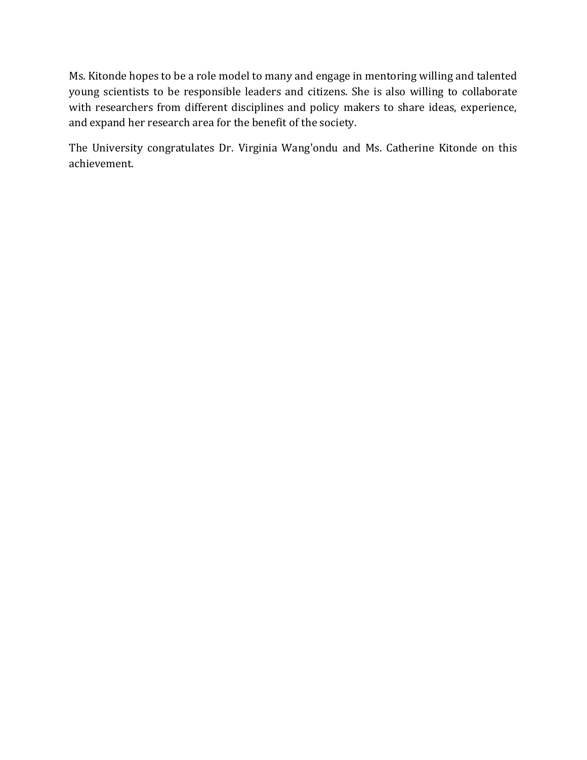Ms. Kitonde hopes to be a role model to many and engage in mentoring willing and talented young scientists to be responsible leaders and citizens. She is also willing to collaborate with researchers from different disciplines and policy makers to share ideas, experience, and expand her research area for the benefit of the society.

The University congratulates Dr. Virginia Wang'ondu and Ms. Catherine Kitonde on this achievement.